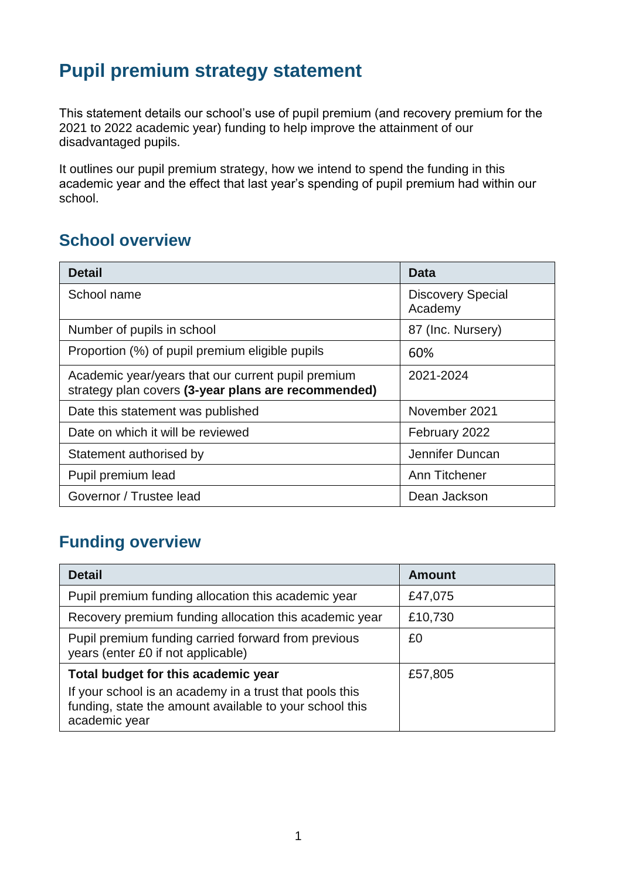# Pupil premium strategy statement

This statement details our school's use of pupil premium (and recovery premium for the 2021 to 2022 academic year) funding to help improve the attainment of our disadvantaged pupils.

It outlines our pupil premium strategy, how we intend to spend the funding in this academic year and the effect that last year's spending of pupil premium had within our school.

## School overview

| Detail | Data |
|---|---|
| School name | Discovery Special Academy |
| Number of pupils in school | 87 (Inc. Nursery) |
| Proportion (%) of pupil premium eligible pupils | 60% |
| Academic year/years that our current pupil premium strategy plan covers **(3-year plans are recommended)** | 2021-2024 |
| Date this statement was published | November 2021 |
| Date on which it will be reviewed | February 2022 |
| Statement authorised by | Jennifer Duncan |
| Pupil premium lead | Ann Titchener |
| Governor / Trustee lead | Dean Jackson |

## Funding overview

| Detail | Amount |
|---|---|
| Pupil premium funding allocation this academic year | £47,075 |
| Recovery premium funding allocation this academic year | £10,730 |
| Pupil premium funding carried forward from previous years (enter £0 if not applicable) | £0 |
| **Total budget for this academic year** If your school is an academy in a trust that pools this funding, state the amount available to your school this academic year | £57,805 |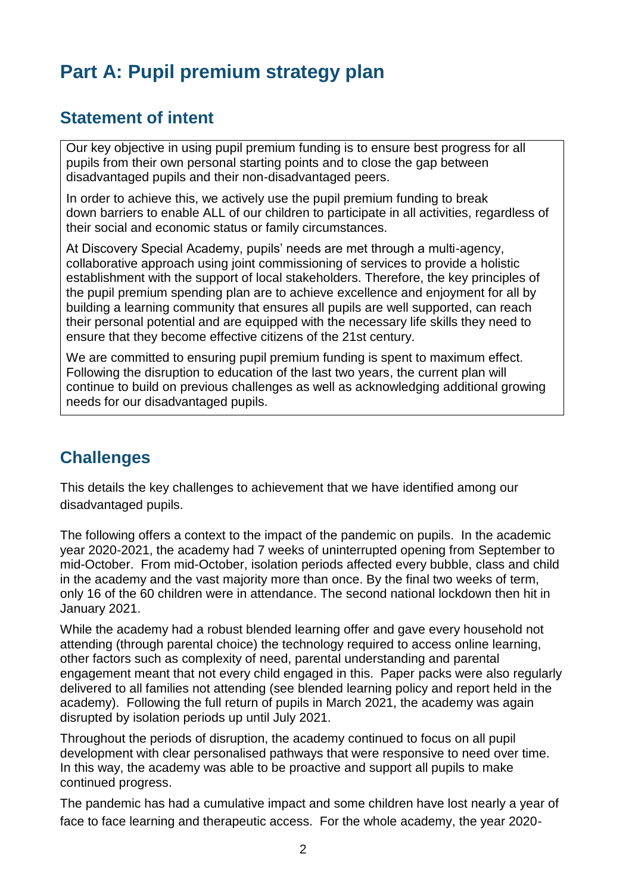# Part A: Pupil premium strategy plan

## Statement of intent

Our key objective in using pupil premium funding is to ensure best progress for all pupils from their own personal starting points and to close the gap between disadvantaged pupils and their non-disadvantaged peers.

In order to achieve this, we actively use the pupil premium funding to break down barriers to enable ALL of our children to participate in all activities, regardless of their social and economic status or family circumstances.

At Discovery Special Academy, pupils' needs are met through a multi-agency, collaborative approach using joint commissioning of services to provide a holistic establishment with the support of local stakeholders. Therefore, the key principles of the pupil premium spending plan are to achieve excellence and enjoyment for all by building a learning community that ensures all pupils are well supported, can reach their personal potential and are equipped with the necessary life skills they need to ensure that they become effective citizens of the 21st century.

We are committed to ensuring pupil premium funding is spent to maximum effect. Following the disruption to education of the last two years, the current plan will continue to build on previous challenges as well as acknowledging additional growing needs for our disadvantaged pupils.

## Challenges

This details the key challenges to achievement that we have identified among our disadvantaged pupils.

The following offers a context to the impact of the pandemic on pupils. In the academic year 2020-2021, the academy had 7 weeks of uninterrupted opening from September to mid-October. From mid-October, isolation periods affected every bubble, class and child in the academy and the vast majority more than once. By the final two weeks of term, only 16 of the 60 children were in attendance. The second national lockdown then hit in January 2021.

While the academy had a robust blended learning offer and gave every household not attending (through parental choice) the technology required to access online learning, other factors such as complexity of need, parental understanding and parental engagement meant that not every child engaged in this. Paper packs were also regularly delivered to all families not attending (see blended learning policy and report held in the academy). Following the full return of pupils in March 2021, the academy was again disrupted by isolation periods up until July 2021.

Throughout the periods of disruption, the academy continued to focus on all pupil development with clear personalised pathways that were responsive to need over time. In this way, the academy was able to be proactive and support all pupils to make continued progress.

The pandemic has had a cumulative impact and some children have lost nearly a year of face to face learning and therapeutic access. For the whole academy, the year 2020-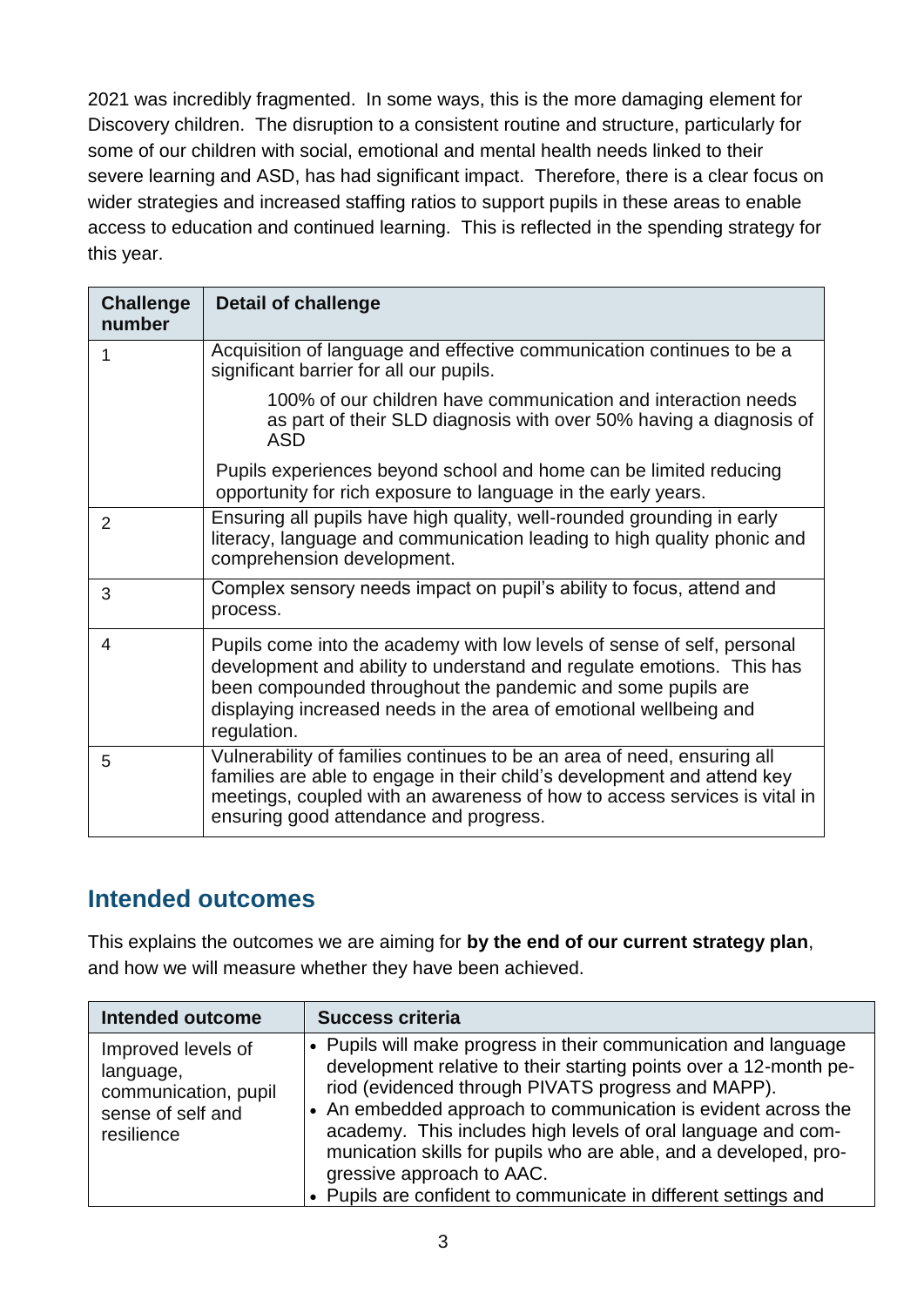2021 was incredibly fragmented. In some ways, this is the more damaging element for Discovery children. The disruption to a consistent routine and structure, particularly for some of our children with social, emotional and mental health needs linked to their severe learning and ASD, has had significant impact. Therefore, there is a clear focus on wider strategies and increased staffing ratios to support pupils in these areas to enable access to education and continued learning. This is reflected in the spending strategy for this year.

| Challenge number | Detail of challenge |
|---|---|
| 1 | Acquisition of language and effective communication continues to be a significant barrier for all our pupils.<br><br>100% of our children have communication and interaction needs as part of their SLD diagnosis with over 50% having a diagnosis of ASD<br><br>Pupils experiences beyond school and home can be limited reducing opportunity for rich exposure to language in the early years. |
| 2 | Ensuring all pupils have high quality, well-rounded grounding in early literacy, language and communication leading to high quality phonic and comprehension development. |
| 3 | Complex sensory needs impact on pupil's ability to focus, attend and process. |
| 4 | Pupils come into the academy with low levels of sense of self, personal development and ability to understand and regulate emotions. This has been compounded throughout the pandemic and some pupils are displaying increased needs in the area of emotional wellbeing and regulation. |
| 5 | Vulnerability of families continues to be an area of need, ensuring all families are able to engage in their child's development and attend key meetings, coupled with an awareness of how to access services is vital in ensuring good attendance and progress. |

## Intended outcomes

This explains the outcomes we are aiming for **by the end of our current strategy plan**, and how we will measure whether they have been achieved.

| Intended outcome | Success criteria |
|---|---|
| Improved levels of language, communication, pupil sense of self and resilience | • Pupils will make progress in their communication and language development relative to their starting points over a 12-month period (evidenced through PIVATS progress and MAPP).<br>• An embedded approach to communication is evident across the academy. This includes high levels of oral language and communication skills for pupils who are able, and a developed, progressive approach to AAC.<br>• Pupils are confident to communicate in different settings and |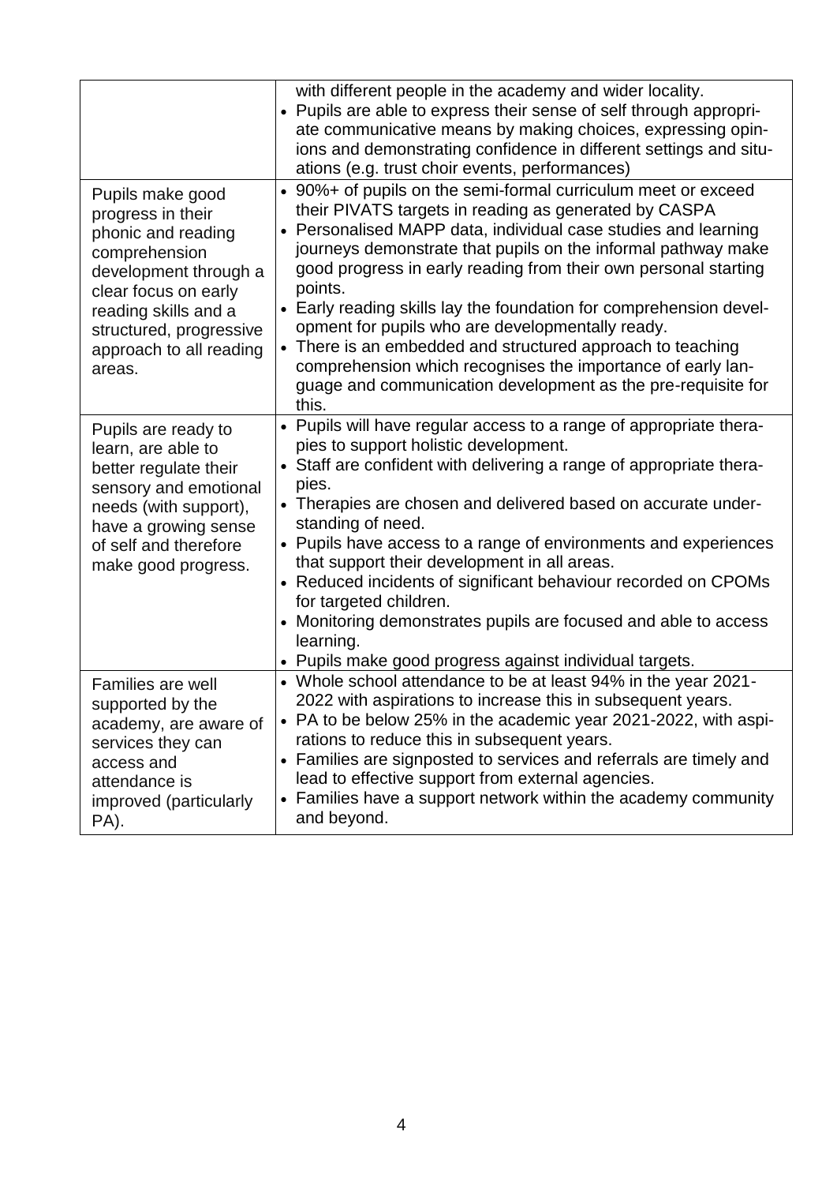| | |
|---|---|
| | with different people in the academy and wider locality.<br>• Pupils are able to express their sense of self through appropriate communicative means by making choices, expressing opinions and demonstrating confidence in different settings and situations (e.g. trust choir events, performances) |
| Pupils make good progress in their phonic and reading comprehension development through a clear focus on early reading skills and a structured, progressive approach to all reading areas. | • 90%+ of pupils on the semi-formal curriculum meet or exceed their PIVATS targets in reading as generated by CASPA<br>• Personalised MAPP data, individual case studies and learning journeys demonstrate that pupils on the informal pathway make good progress in early reading from their own personal starting points.<br>• Early reading skills lay the foundation for comprehension development for pupils who are developmentally ready.<br>• There is an embedded and structured approach to teaching comprehension which recognises the importance of early language and communication development as the pre-requisite for this. |
| Pupils are ready to learn, are able to better regulate their sensory and emotional needs (with support), have a growing sense of self and therefore make good progress. | • Pupils will have regular access to a range of appropriate therapies to support holistic development.<br>• Staff are confident with delivering a range of appropriate therapies.<br>• Therapies are chosen and delivered based on accurate understanding of need.<br>• Pupils have access to a range of environments and experiences that support their development in all areas.<br>• Reduced incidents of significant behaviour recorded on CPOMs for targeted children.<br>• Monitoring demonstrates pupils are focused and able to access learning.<br>• Pupils make good progress against individual targets. |
| Families are well supported by the academy, are aware of services they can access and attendance is improved (particularly PA). | • Whole school attendance to be at least 94% in the year 2021-2022 with aspirations to increase this in subsequent years.<br>• PA to be below 25% in the academic year 2021-2022, with aspirations to reduce this in subsequent years.<br>• Families are signposted to services and referrals are timely and lead to effective support from external agencies.<br>• Families have a support network within the academy community and beyond. |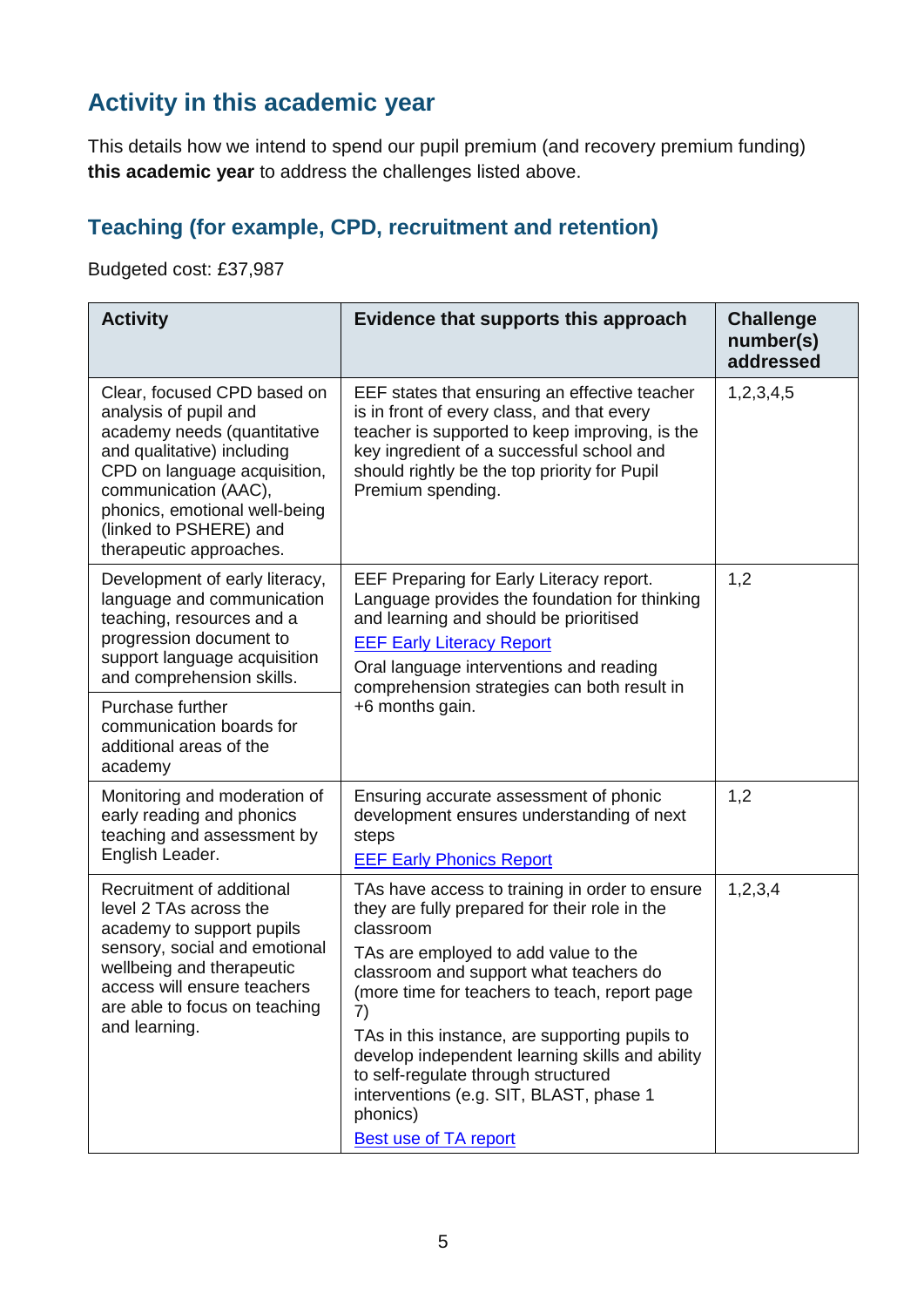## Activity in this academic year

This details how we intend to spend our pupil premium (and recovery premium funding) **this academic year** to address the challenges listed above.

### Teaching (for example, CPD, recruitment and retention)

Budgeted cost: £37,987

| Activity | Evidence that supports this approach | Challenge number(s) addressed |
|---|---|---|
| Clear, focused CPD based on analysis of pupil and academy needs (quantitative and qualitative) including CPD on language acquisition, communication (AAC), phonics, emotional well-being (linked to PSHERE) and therapeutic approaches. | EEF states that ensuring an effective teacher is in front of every class, and that every teacher is supported to keep improving, is the key ingredient of a successful school and should rightly be the top priority for Pupil Premium spending. | 1,2,3,4,5 |
| Development of early literacy, language and communication teaching, resources and a progression document to support language acquisition and comprehension skills.<br><br>Purchase further communication boards for additional areas of the academy | EEF Preparing for Early Literacy report. Language provides the foundation for thinking and learning and should be prioritised<br>[EEF Early Literacy Report]<br>Oral language interventions and reading comprehension strategies can both result in +6 months gain. | 1,2 |
| Monitoring and moderation of early reading and phonics teaching and assessment by English Leader. | Ensuring accurate assessment of phonic development ensures understanding of next steps<br>[EEF Early Phonics Report] | 1,2 |
| Recruitment of additional level 2 TAs across the academy to support pupils sensory, social and emotional wellbeing and therapeutic access will ensure teachers are able to focus on teaching and learning. | TAs have access to training in order to ensure they are fully prepared for their role in the classroom<br>TAs are employed to add value to the classroom and support what teachers do (more time for teachers to teach, report page 7)<br>TAs in this instance, are supporting pupils to develop independent learning skills and ability to self-regulate through structured interventions (e.g. SIT, BLAST, phase 1 phonics)<br>[Best use of TA report] | 1,2,3,4 |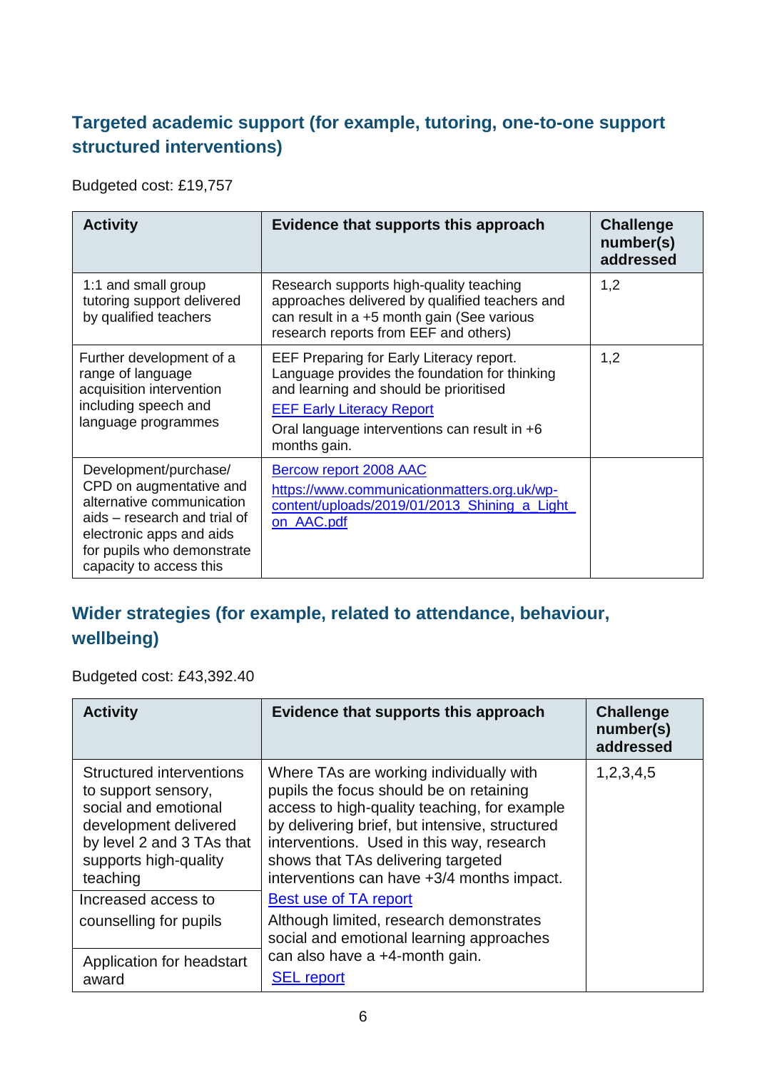## Targeted academic support (for example, tutoring, one-to-one support structured interventions)

Budgeted cost: £19,757

| Activity | Evidence that supports this approach | Challenge number(s) addressed |
|---|---|---|
| 1:1 and small group tutoring support delivered by qualified teachers | Research supports high-quality teaching approaches delivered by qualified teachers and can result in a +5 month gain (See various research reports from EEF and others) | 1,2 |
| Further development of a range of language acquisition intervention including speech and language programmes | EEF Preparing for Early Literacy report. Language provides the foundation for thinking and learning and should be prioritised<br>EEF Early Literacy Report<br>Oral language interventions can result in +6 months gain. | 1,2 |
| Development/purchase/ CPD on augmentative and alternative communication aids – research and trial of electronic apps and aids for pupils who demonstrate capacity to access this | Bercow report 2008 AAC<br>https://www.communicationmatters.org.uk/wp-content/uploads/2019/01/2013_Shining_a_Light_on_AAC.pdf | |

## Wider strategies (for example, related to attendance, behaviour, wellbeing)

Budgeted cost: £43,392.40

| Activity | Evidence that supports this approach | Challenge number(s) addressed |
|---|---|---|
| Structured interventions to support sensory, social and emotional development delivered by level 2 and 3 TAs that supports high-quality teaching | Where TAs are working individually with pupils the focus should be on retaining access to high-quality teaching, for example by delivering brief, but intensive, structured interventions. Used in this way, research shows that TAs delivering targeted interventions can have +3/4 months impact.<br>Best use of TA report<br>Although limited, research demonstrates social and emotional learning approaches can also have a +4-month gain.<br>SEL report | 1,2,3,4,5 |
| Increased access to counselling for pupils | | |
| Application for headstart award | | |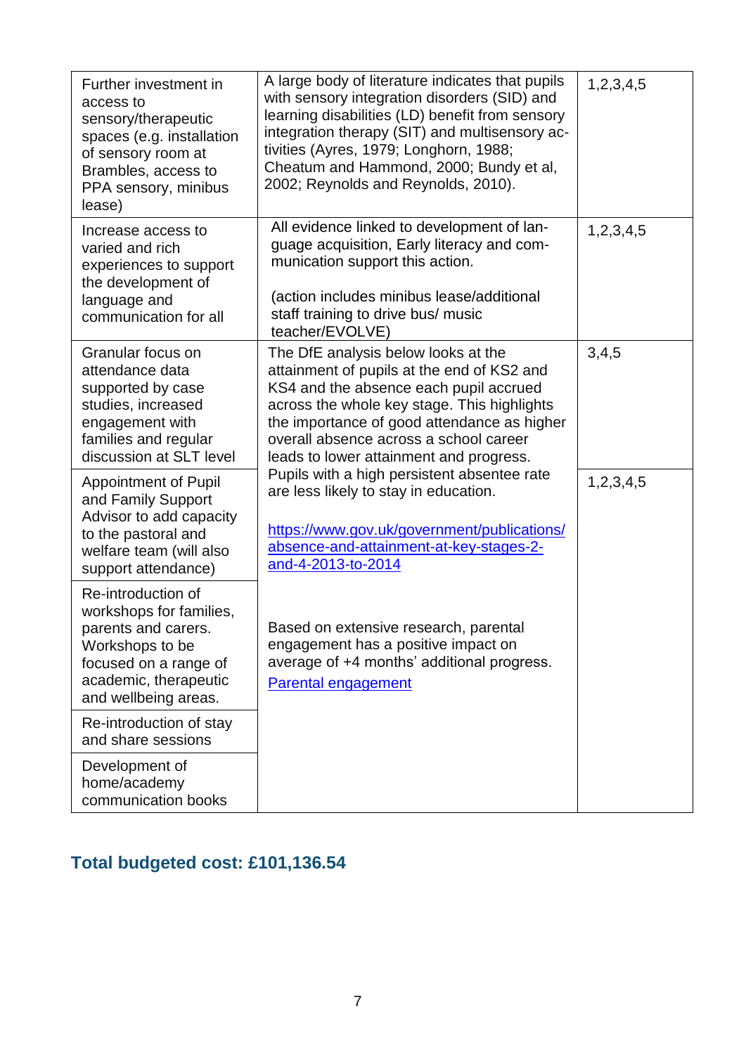| | | |
|---|---|---|
| Further investment in access to sensory/therapeutic spaces (e.g. installation of sensory room at Brambles, access to PPA sensory, minibus lease) | A large body of literature indicates that pupils with sensory integration disorders (SID) and learning disabilities (LD) benefit from sensory integration therapy (SIT) and multisensory activities (Ayres, 1979; Longhorn, 1988; Cheatum and Hammond, 2000; Bundy et al, 2002; Reynolds and Reynolds, 2010). | 1,2,3,4,5 |
| Increase access to varied and rich experiences to support the development of language and communication for all | All evidence linked to development of language acquisition, Early literacy and communication support this action.<br><br>(action includes minibus lease/additional staff training to drive bus/ music teacher/EVOLVE) | 1,2,3,4,5 |
| Granular focus on attendance data supported by case studies, increased engagement with families and regular discussion at SLT level | The DfE analysis below looks at the attainment of pupils at the end of KS2 and KS4 and the absence each pupil accrued across the whole key stage. This highlights the importance of good attendance as higher overall absence across a school career leads to lower attainment and progress. Pupils with a high persistent absentee rate are less likely to stay in education.<br><br>[https://www.gov.uk/government/publications/absence-and-attainment-at-key-stages-2-and-4-2013-to-2014](https://www.gov.uk/government/publications/absence-and-attainment-at-key-stages-2-and-4-2013-to-2014) | 3,4,5 |
| Appointment of Pupil and Family Support Advisor to add capacity to the pastoral and welfare team (will also support attendance) | | 1,2,3,4,5 |
| Re-introduction of workshops for families, parents and carers. Workshops to be focused on a range of academic, therapeutic and wellbeing areas. | Based on extensive research, parental engagement has a positive impact on average of +4 months' additional progress.<br>Parental engagement | |
| Re-introduction of stay and share sessions | | |
| Development of home/academy communication books | | |

## Total budgeted cost: £101,136.54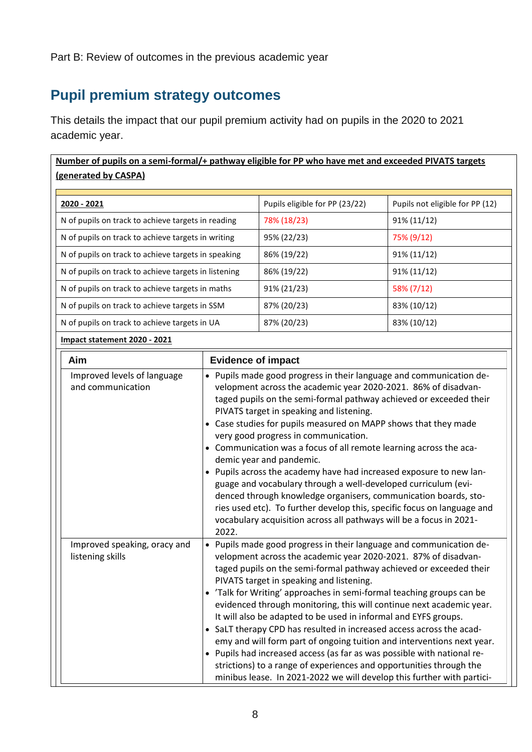Part B: Review of outcomes in the previous academic year

## Pupil premium strategy outcomes

This details the impact that our pupil premium activity had on pupils in the 2020 to 2021 academic year.

**Number of pupils on a semi-formal/+ pathway eligible for PP who have met and exceeded PIVATS targets (generated by CASPA)**

| **2020 - 2021** | Pupils eligible for PP (23/22) | Pupils not eligible for PP (12) |
|---|---|---|
| N of pupils on track to achieve targets in reading | 78% (18/23) | 91% (11/12) |
| N of pupils on track to achieve targets in writing | 95% (22/23) | 75% (9/12) |
| N of pupils on track to achieve targets in speaking | 86% (19/22) | 91% (11/12) |
| N of pupils on track to achieve targets in listening | 86% (19/22) | 91% (11/12) |
| N of pupils on track to achieve targets in maths | 91% (21/23) | 58% (7/12) |
| N of pupils on track to achieve targets in SSM | 87% (20/23) | 83% (10/12) |
| N of pupils on track to achieve targets in UA | 87% (20/23) | 83% (10/12) |

**Impact statement 2020 - 2021**

| Aim | Evidence of impact |
|---|---|
| Improved levels of language and communication | • Pupils made good progress in their language and communication development across the academic year 2020-2021. 86% of disadvantaged pupils on the semi-formal pathway achieved or exceeded their PIVATS target in speaking and listening.<br>• Case studies for pupils measured on MAPP shows that they made very good progress in communication.<br>• Communication was a focus of all remote learning across the academic year and pandemic.<br>• Pupils across the academy have had increased exposure to new language and vocabulary through a well-developed curriculum (evidenced through knowledge organisers, communication boards, stories used etc). To further develop this, specific focus on language and vocabulary acquisition across all pathways will be a focus in 2021-2022. |
| Improved speaking, oracy and listening skills | • Pupils made good progress in their language and communication development across the academic year 2020-2021. 87% of disadvantaged pupils on the semi-formal pathway achieved or exceeded their PIVATS target in speaking and listening.<br>• 'Talk for Writing' approaches in semi-formal teaching groups can be evidenced through monitoring, this will continue next academic year. It will also be adapted to be used in informal and EYFS groups.<br>• SaLT therapy CPD has resulted in increased access across the academy and will form part of ongoing tuition and interventions next year.<br>• Pupils had increased access (as far as was possible with national restrictions) to a range of experiences and opportunities through the minibus lease. In 2021-2022 we will develop this further with partici- |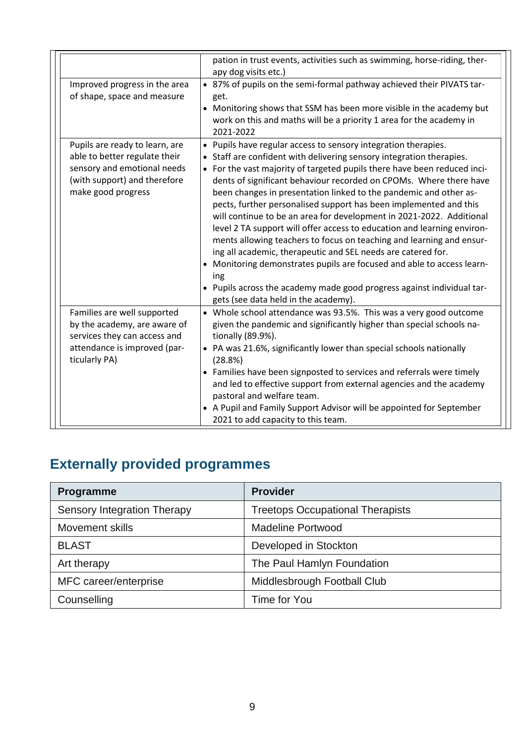| | |
|---|---|
| | pation in trust events, activities such as swimming, horse-riding, therapy dog visits etc.) |
| Improved progress in the area of shape, space and measure | • 87% of pupils on the semi-formal pathway achieved their PIVATS target.<br>• Monitoring shows that SSM has been more visible in the academy but work on this and maths will be a priority 1 area for the academy in 2021-2022 |
| Pupils are ready to learn, are able to better regulate their sensory and emotional needs (with support) and therefore make good progress | • Pupils have regular access to sensory integration therapies.<br>• Staff are confident with delivering sensory integration therapies.<br>• For the vast majority of targeted pupils there have been reduced incidents of significant behaviour recorded on CPOMs. Where there have been changes in presentation linked to the pandemic and other aspects, further personalised support has been implemented and this will continue to be an area for development in 2021-2022. Additional level 2 TA support will offer access to education and learning environments allowing teachers to focus on teaching and learning and ensuring all academic, therapeutic and SEL needs are catered for.<br>• Monitoring demonstrates pupils are focused and able to access learning<br>• Pupils across the academy made good progress against individual targets (see data held in the academy). |
| Families are well supported by the academy, are aware of services they can access and attendance is improved (particularly PA) | • Whole school attendance was 93.5%. This was a very good outcome given the pandemic and significantly higher than special schools nationally (89.9%).<br>• PA was 21.6%, significantly lower than special schools nationally (28.8%)<br>• Families have been signposted to services and referrals were timely and led to effective support from external agencies and the academy pastoral and welfare team.<br>• A Pupil and Family Support Advisor will be appointed for September 2021 to add capacity to this team. |

## Externally provided programmes

| Programme | Provider |
|---|---|
| Sensory Integration Therapy | Treetops Occupational Therapists |
| Movement skills | Madeline Portwood |
| BLAST | Developed in Stockton |
| Art therapy | The Paul Hamlyn Foundation |
| MFC career/enterprise | Middlesbrough Football Club |
| Counselling | Time for You |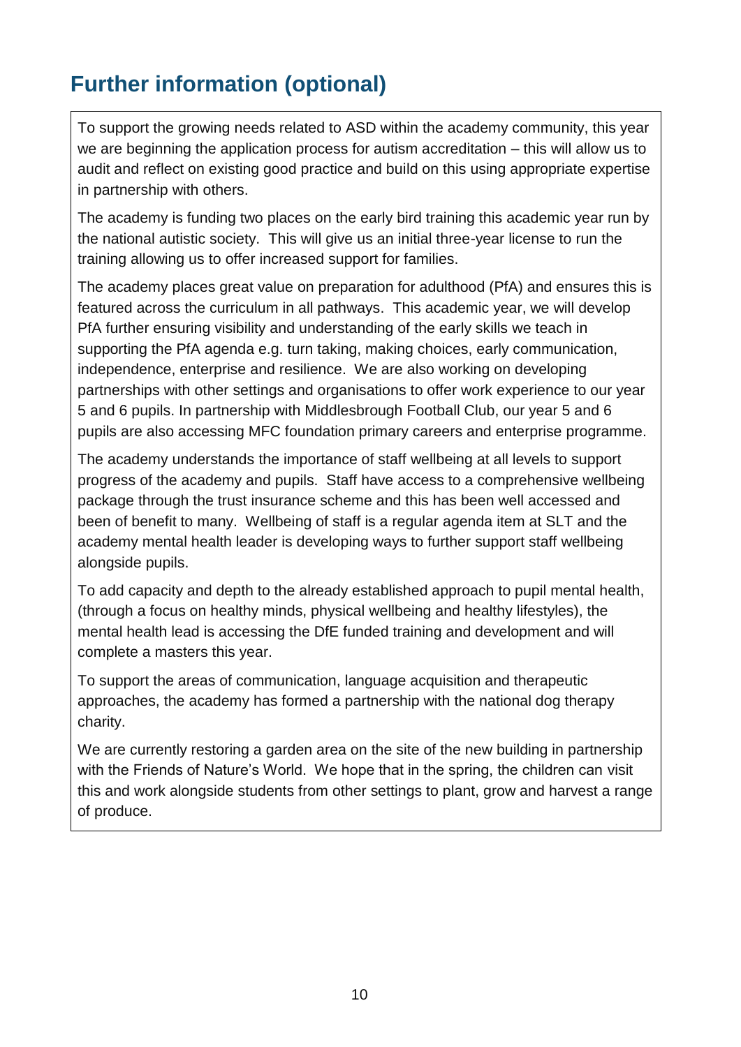## Further information (optional)

To support the growing needs related to ASD within the academy community, this year we are beginning the application process for autism accreditation – this will allow us to audit and reflect on existing good practice and build on this using appropriate expertise in partnership with others.

The academy is funding two places on the early bird training this academic year run by the national autistic society. This will give us an initial three-year license to run the training allowing us to offer increased support for families.

The academy places great value on preparation for adulthood (PfA) and ensures this is featured across the curriculum in all pathways. This academic year, we will develop PfA further ensuring visibility and understanding of the early skills we teach in supporting the PfA agenda e.g. turn taking, making choices, early communication, independence, enterprise and resilience. We are also working on developing partnerships with other settings and organisations to offer work experience to our year 5 and 6 pupils. In partnership with Middlesbrough Football Club, our year 5 and 6 pupils are also accessing MFC foundation primary careers and enterprise programme.

The academy understands the importance of staff wellbeing at all levels to support progress of the academy and pupils. Staff have access to a comprehensive wellbeing package through the trust insurance scheme and this has been well accessed and been of benefit to many. Wellbeing of staff is a regular agenda item at SLT and the academy mental health leader is developing ways to further support staff wellbeing alongside pupils.

To add capacity and depth to the already established approach to pupil mental health, (through a focus on healthy minds, physical wellbeing and healthy lifestyles), the mental health lead is accessing the DfE funded training and development and will complete a masters this year.

To support the areas of communication, language acquisition and therapeutic approaches, the academy has formed a partnership with the national dog therapy charity.

We are currently restoring a garden area on the site of the new building in partnership with the Friends of Nature's World. We hope that in the spring, the children can visit this and work alongside students from other settings to plant, grow and harvest a range of produce.